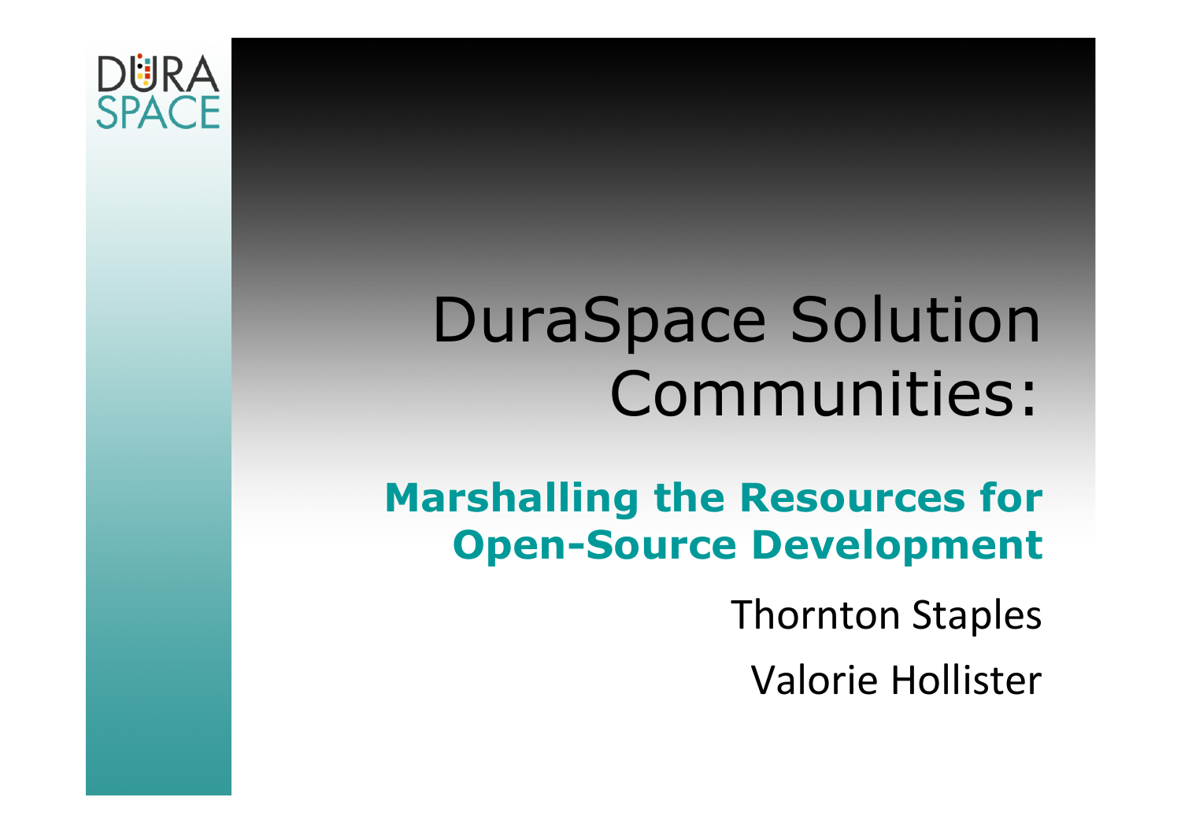DURA SPACE

# DuraSpace Solution Communities:

## Marshalling the Resources for Open-Source Development

Thornton Staples

Valorie Hollister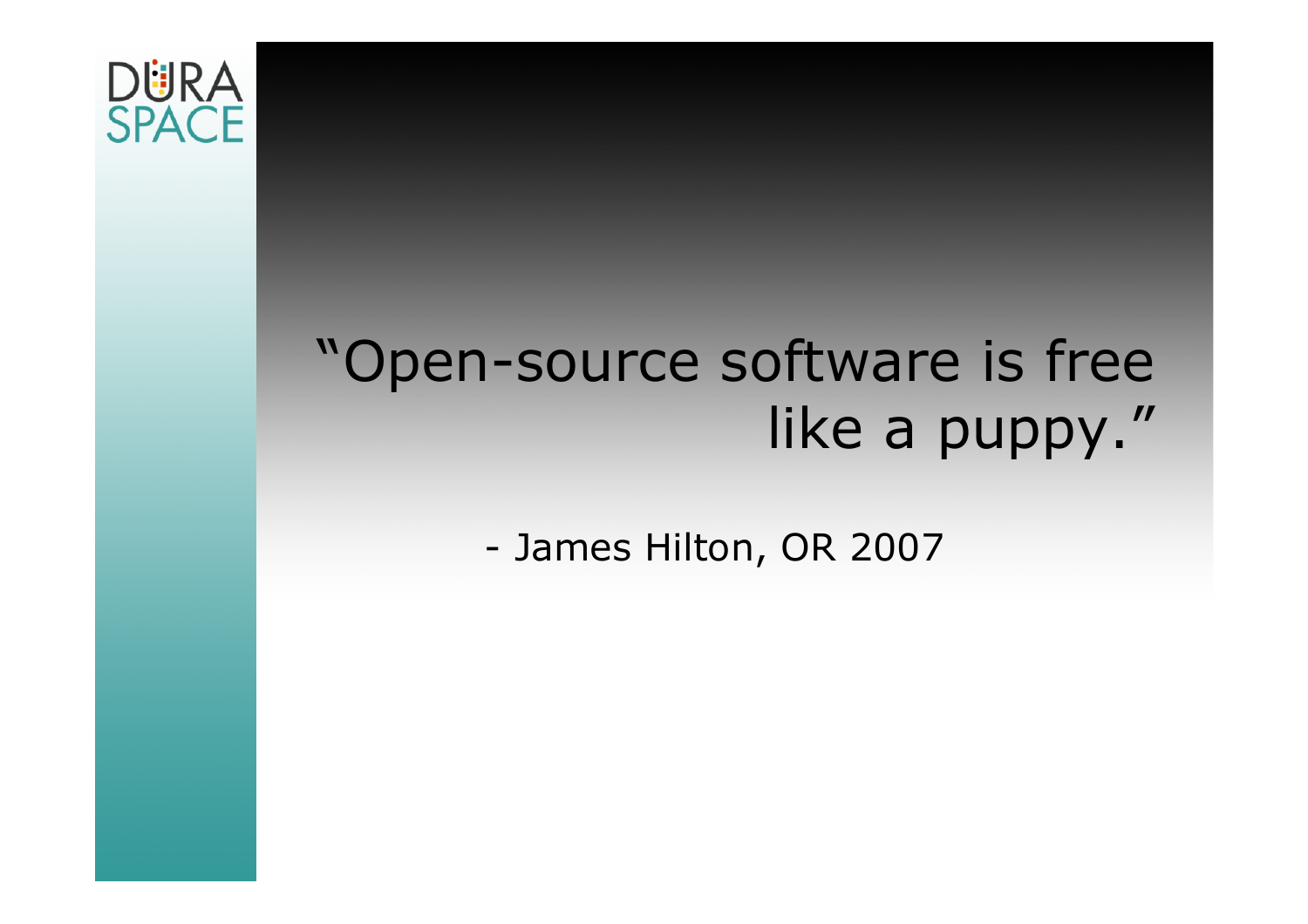"Open-source software is free like a puppy."

- James Hilton, OR 2007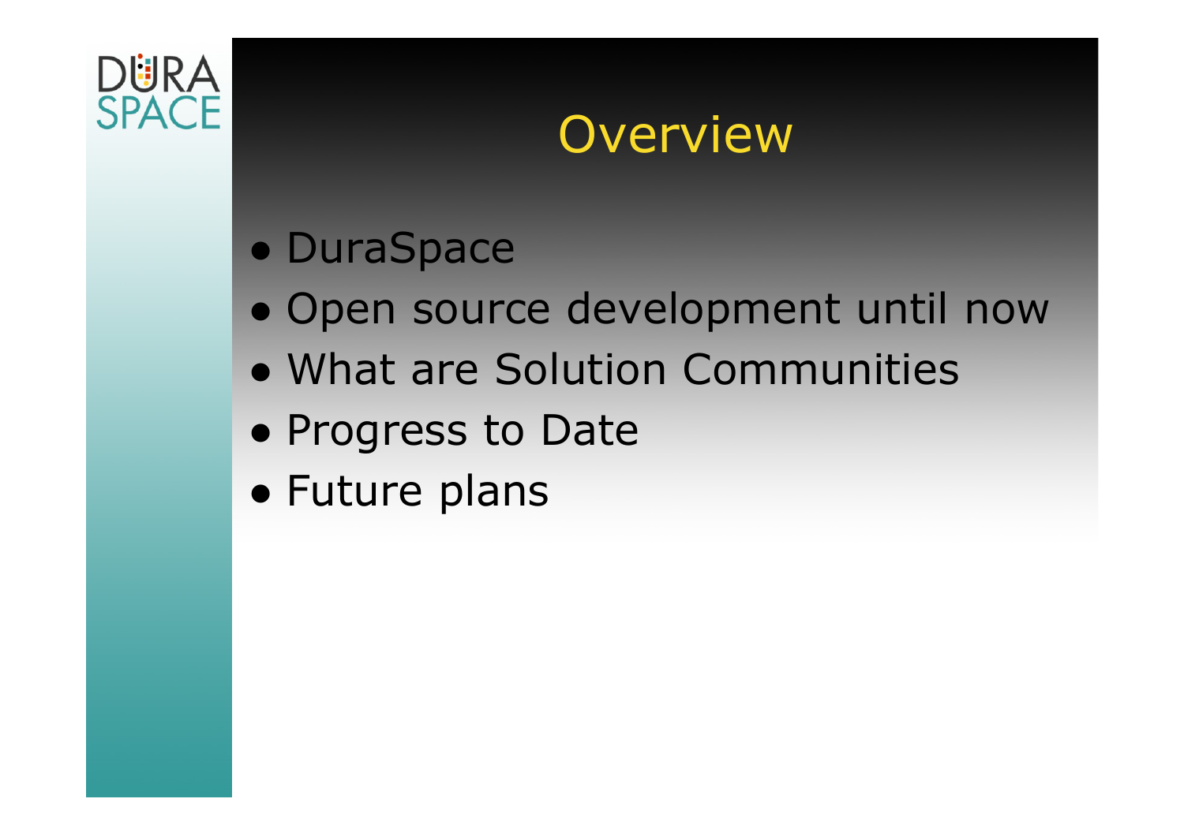# Overview

- DuraSpace
- Open source development until now
- What are Solution Communities
- Progress to Date
- Future plans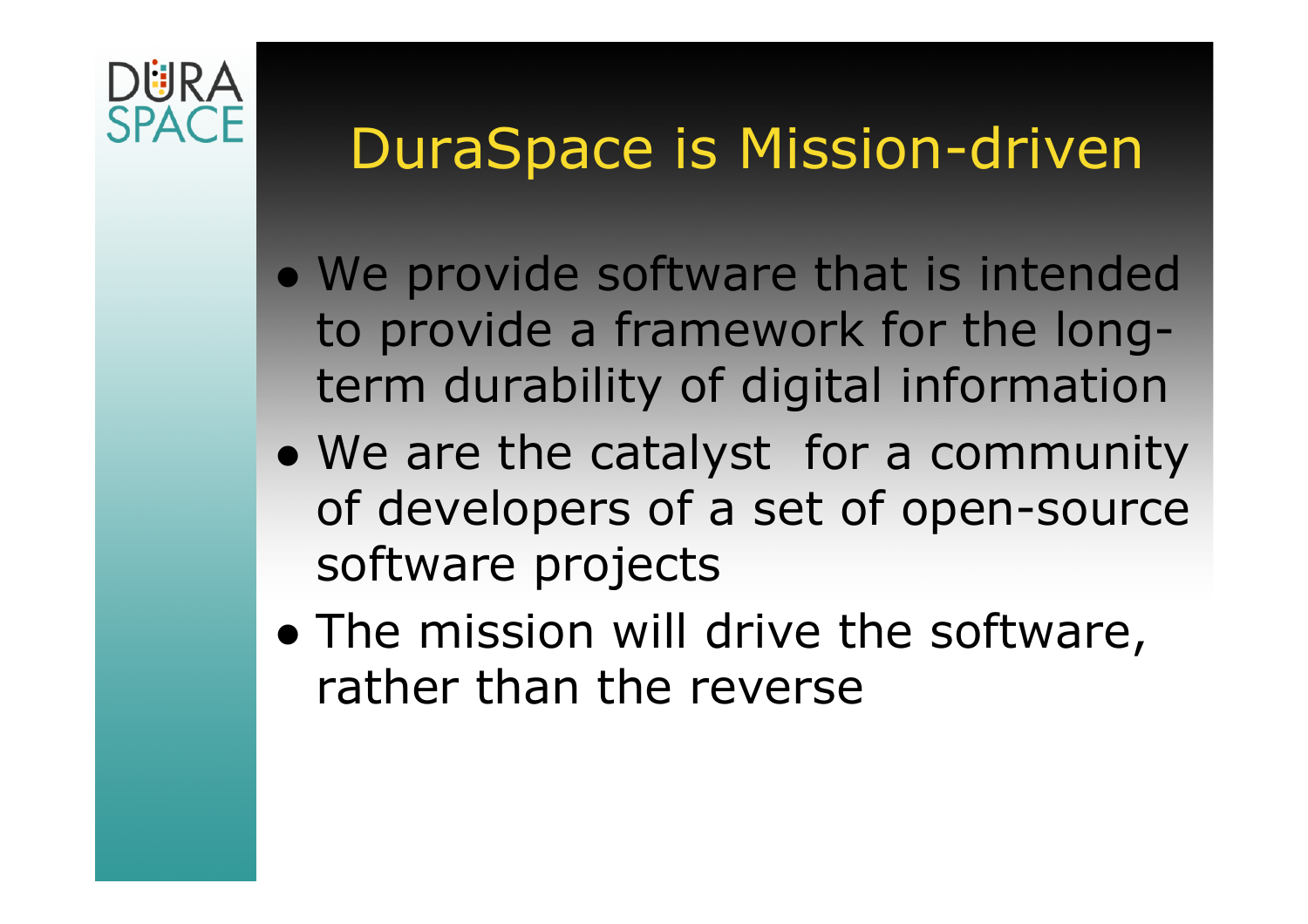# DuraSpace is Mission-driven

- We provide software that is intended to provide a framework for the long-term durability of digital information
- We are the catalyst for a community of developers of a set of open-source software projects
- The mission will drive the software, rather than the reverse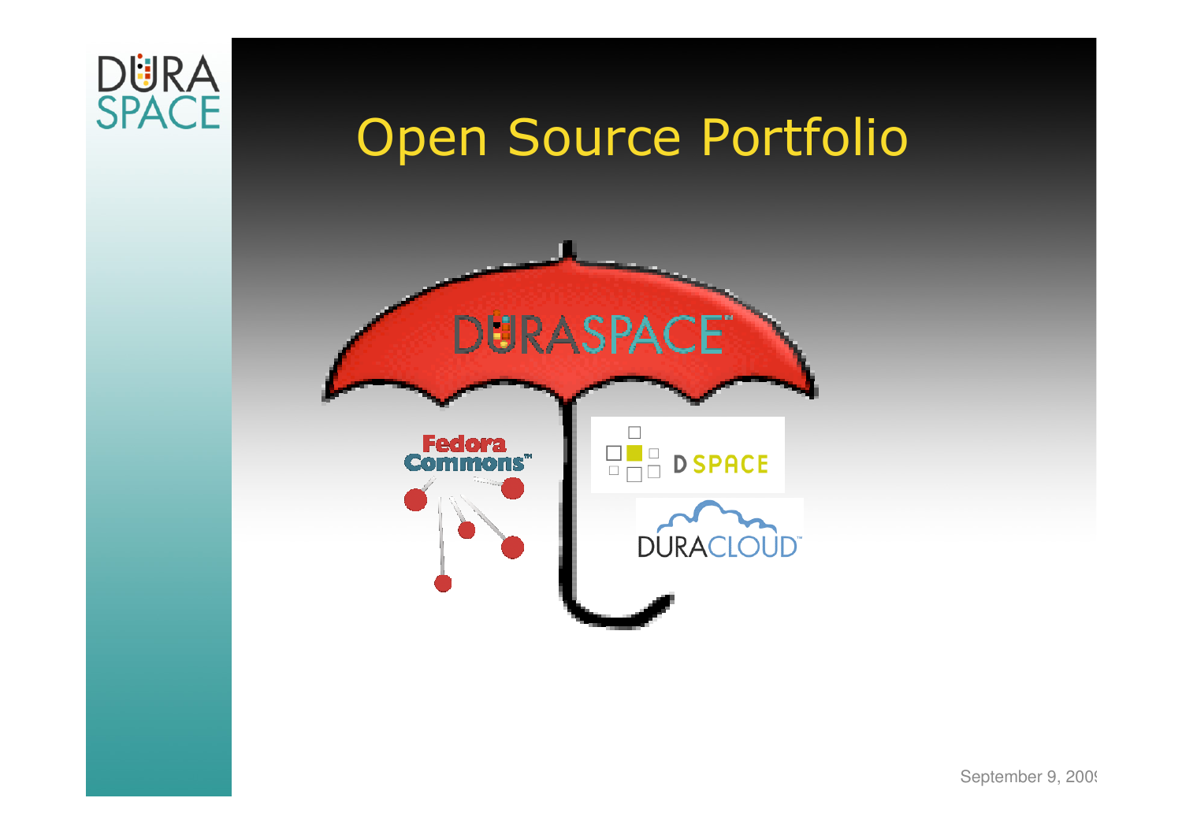# Open Source Portfolio

DURASPACE

Fedora Commons

DSPACE

DURACLOUD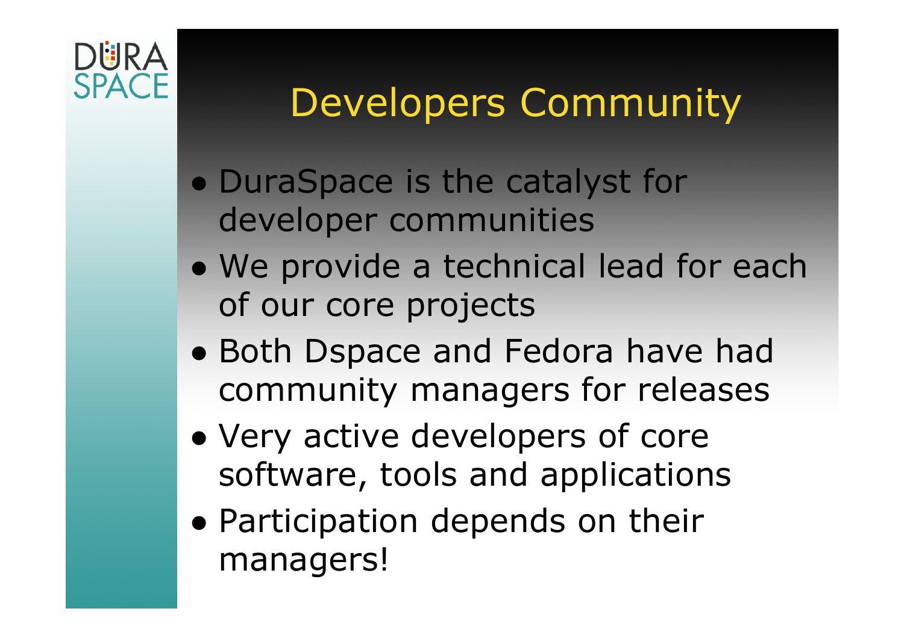# Developers Community

- DuraSpace is the catalyst for developer communities
- We provide a technical lead for each of our core projects
- Both Dspace and Fedora have had community managers for releases
- Very active developers of core software, tools and applications
- Participation depends on their managers!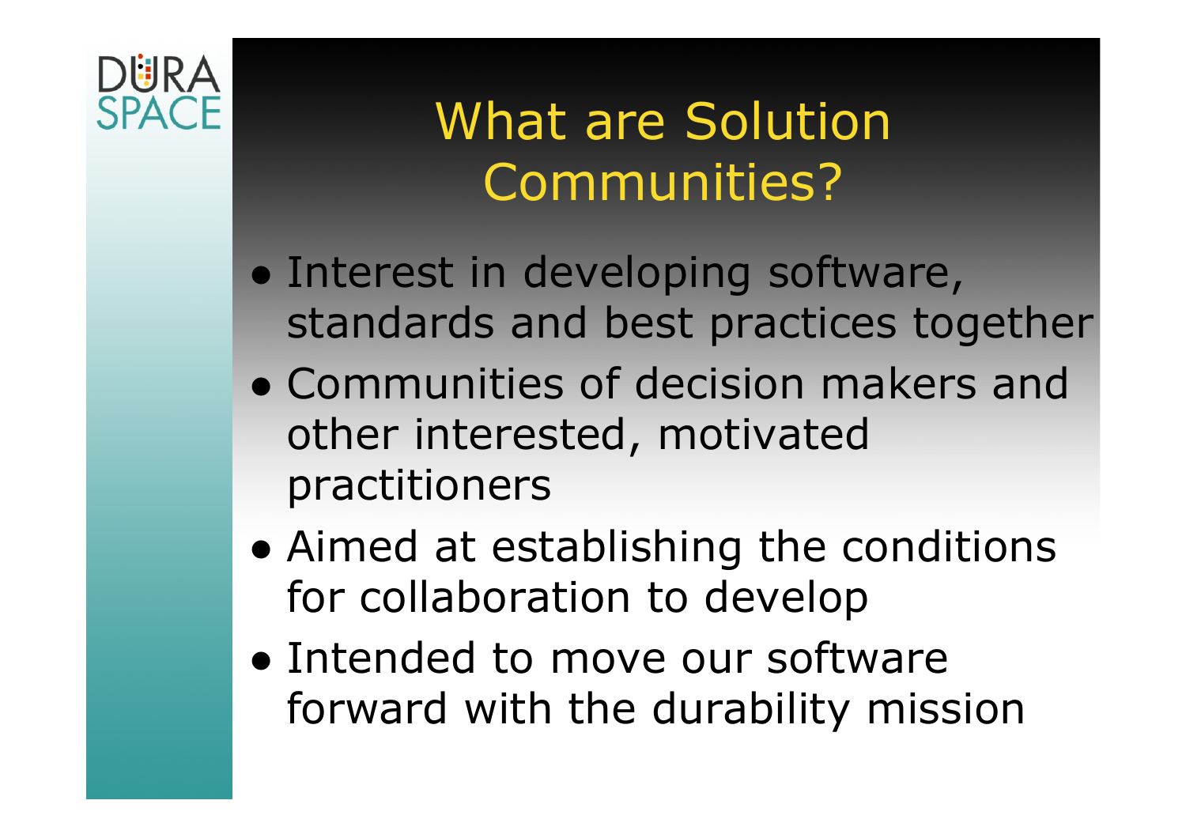# What are Solution Communities?

- Interest in developing software, standards and best practices together
- Communities of decision makers and other interested, motivated practitioners
- Aimed at establishing the conditions for collaboration to develop
- Intended to move our software forward with the durability mission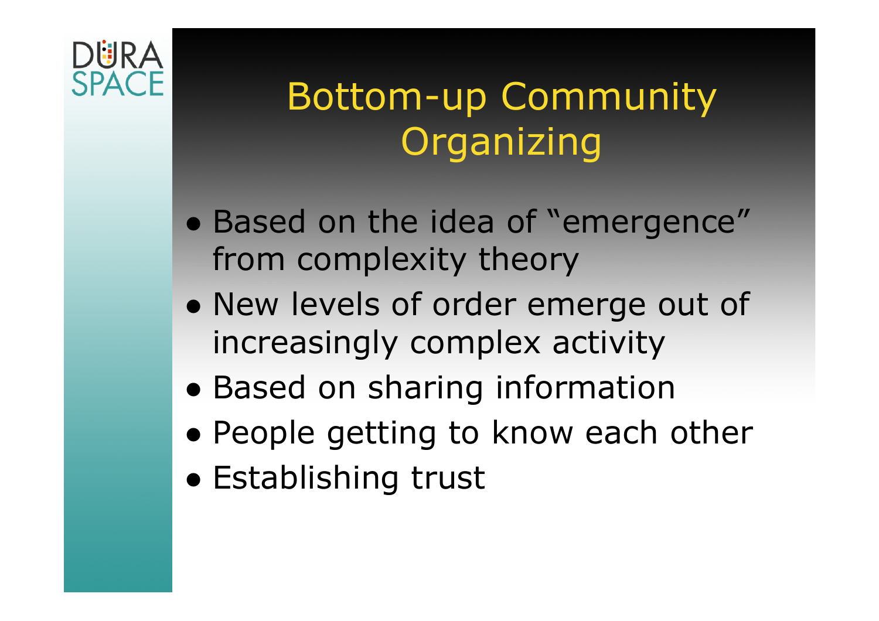# Bottom-up Community Organizing

- Based on the idea of "emergence" from complexity theory
- New levels of order emerge out of increasingly complex activity
- Based on sharing information
- People getting to know each other
- Establishing trust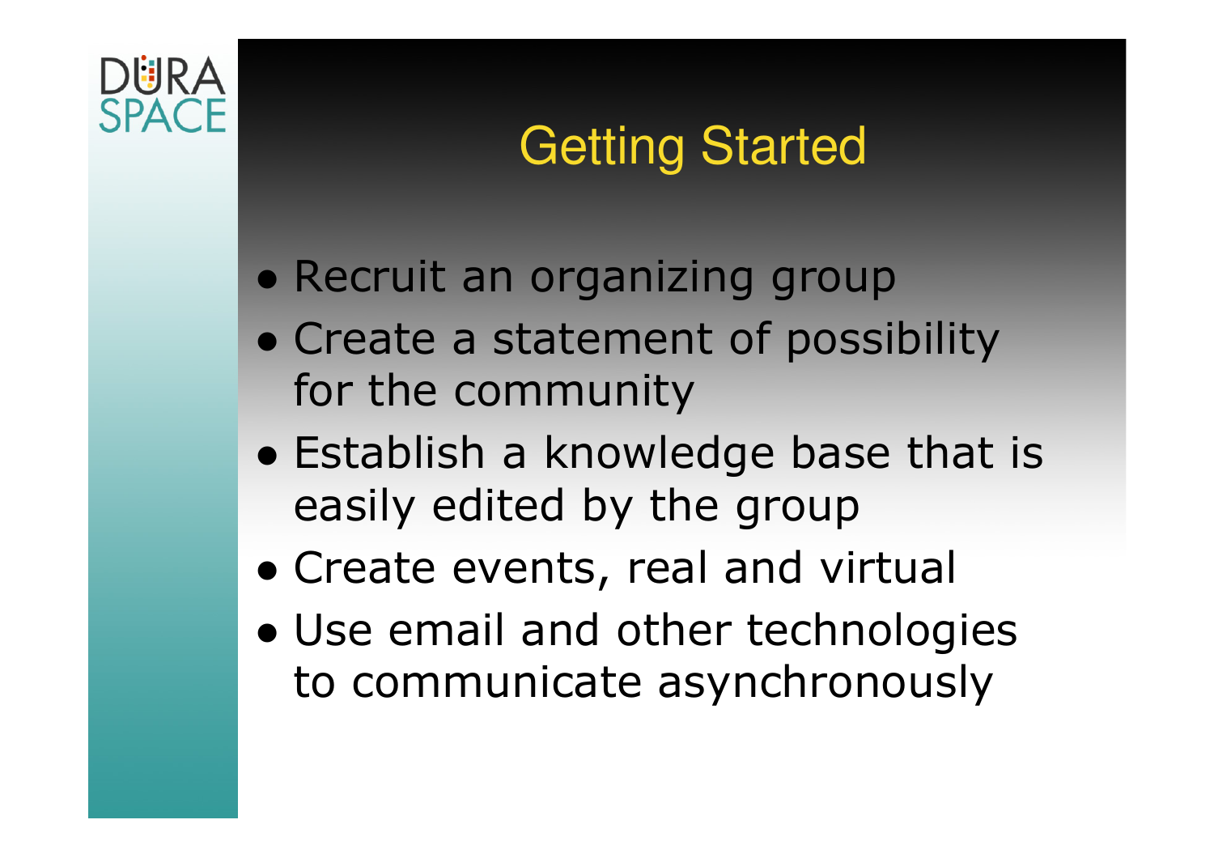# Getting Started

- Recruit an organizing group
- Create a statement of possibility for the community
- Establish a knowledge base that is easily edited by the group
- Create events, real and virtual
- Use email and other technologies to communicate asynchronously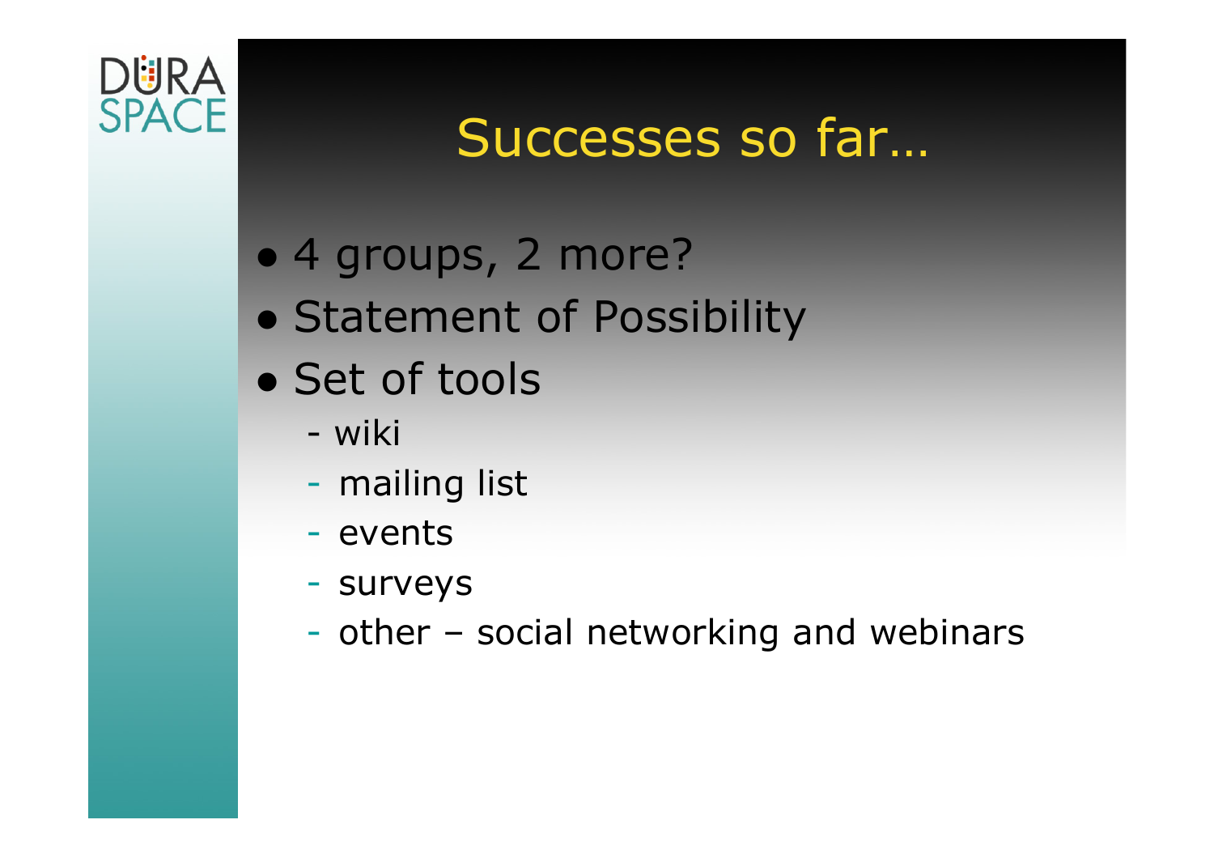# Successes so far…

- 4 groups, 2 more?
- Statement of Possibility
- Set of tools
  - wiki
  - mailing list
  - events
  - surveys
  - other – social networking and webinars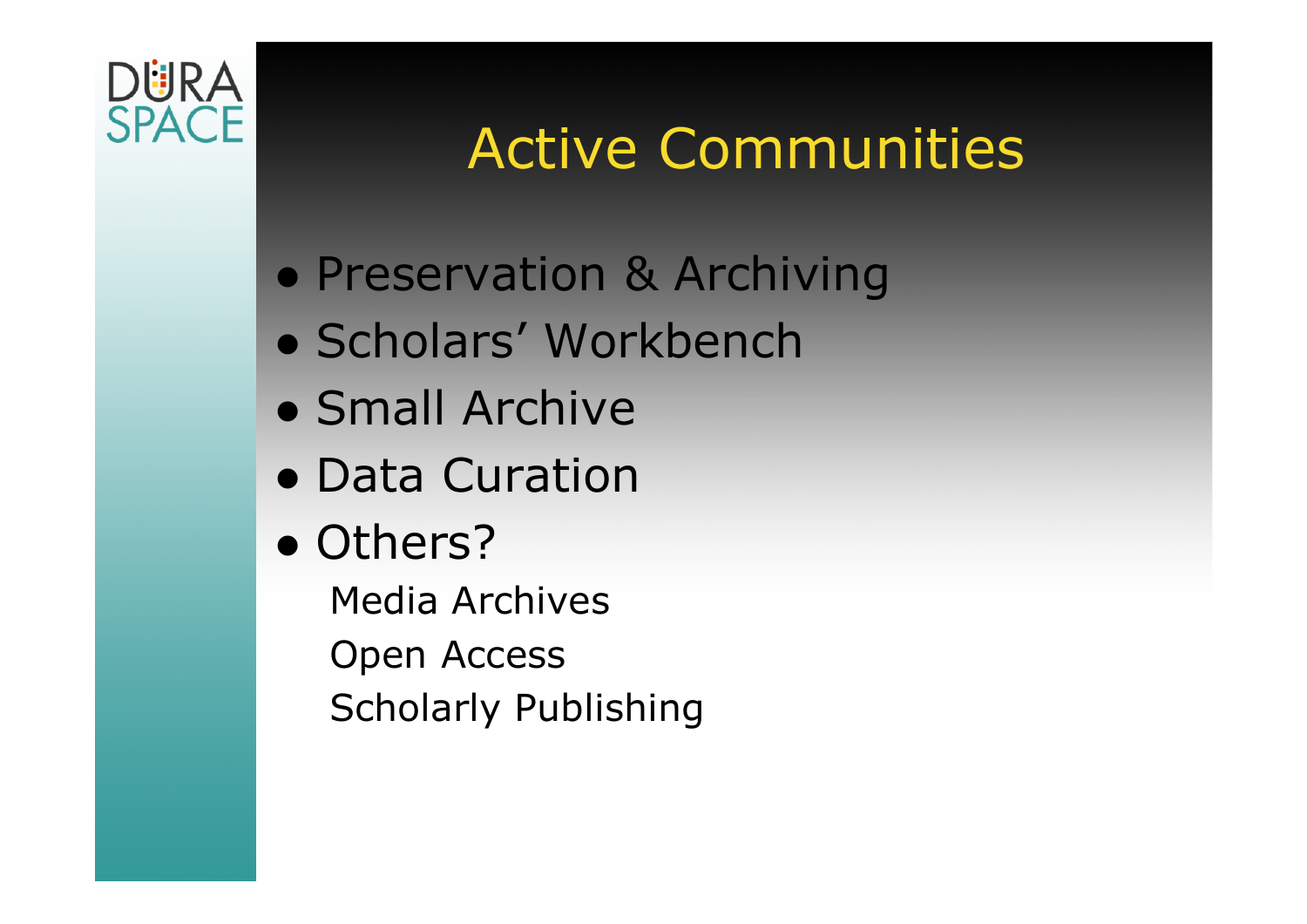# Active Communities

- Preservation & Archiving
- Scholars' Workbench
- Small Archive
- Data Curation
- Others?
  - Media Archives
  - Open Access
  - Scholarly Publishing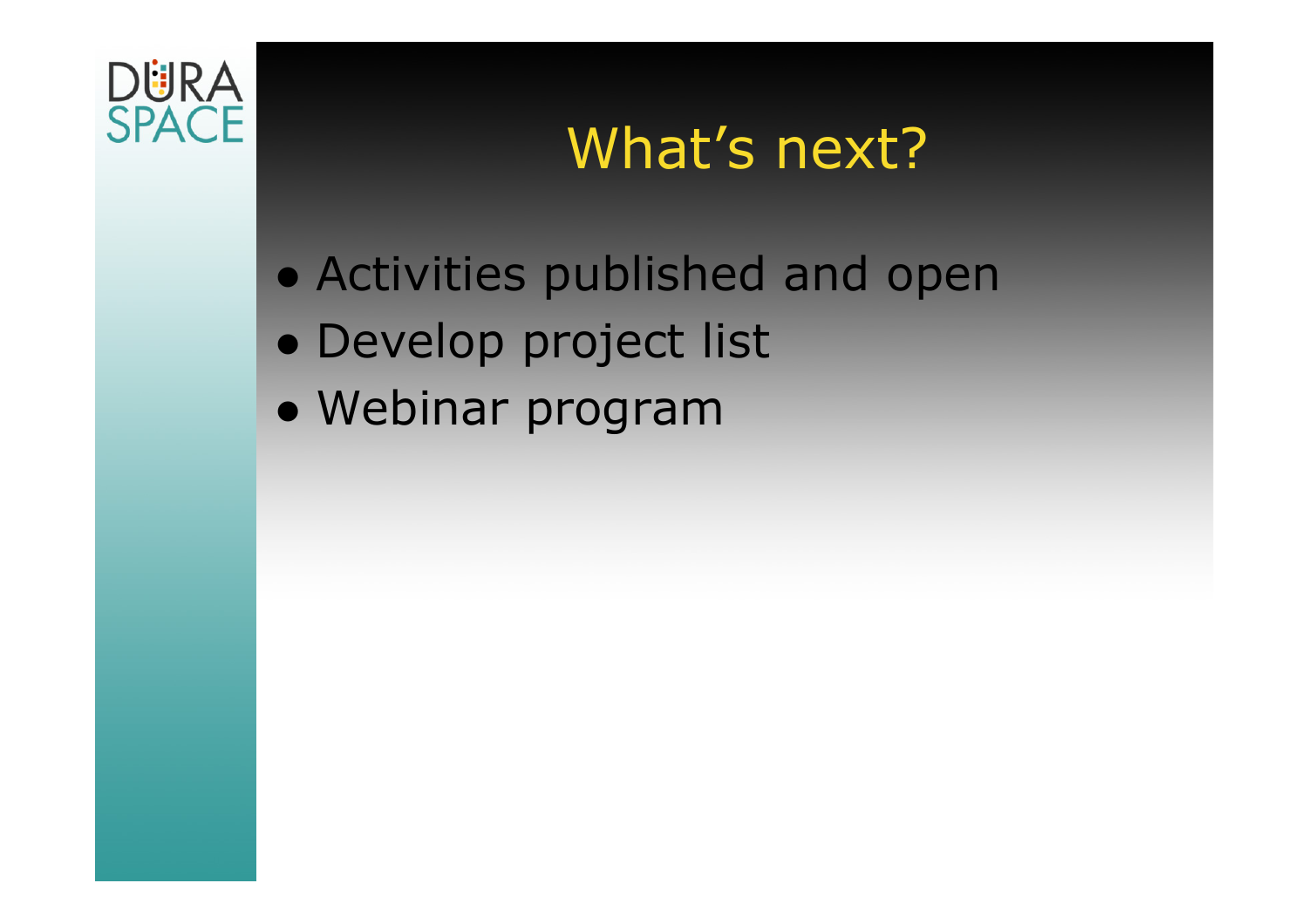# What's next?

- Activities published and open
- Develop project list
- Webinar program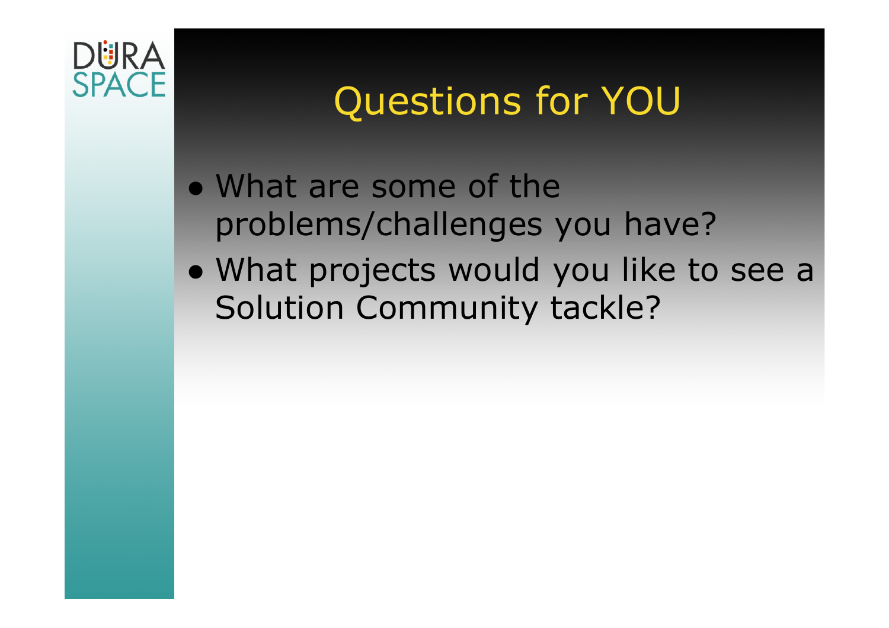# Questions for YOU

- What are some of the problems/challenges you have?
- What projects would you like to see a Solution Community tackle?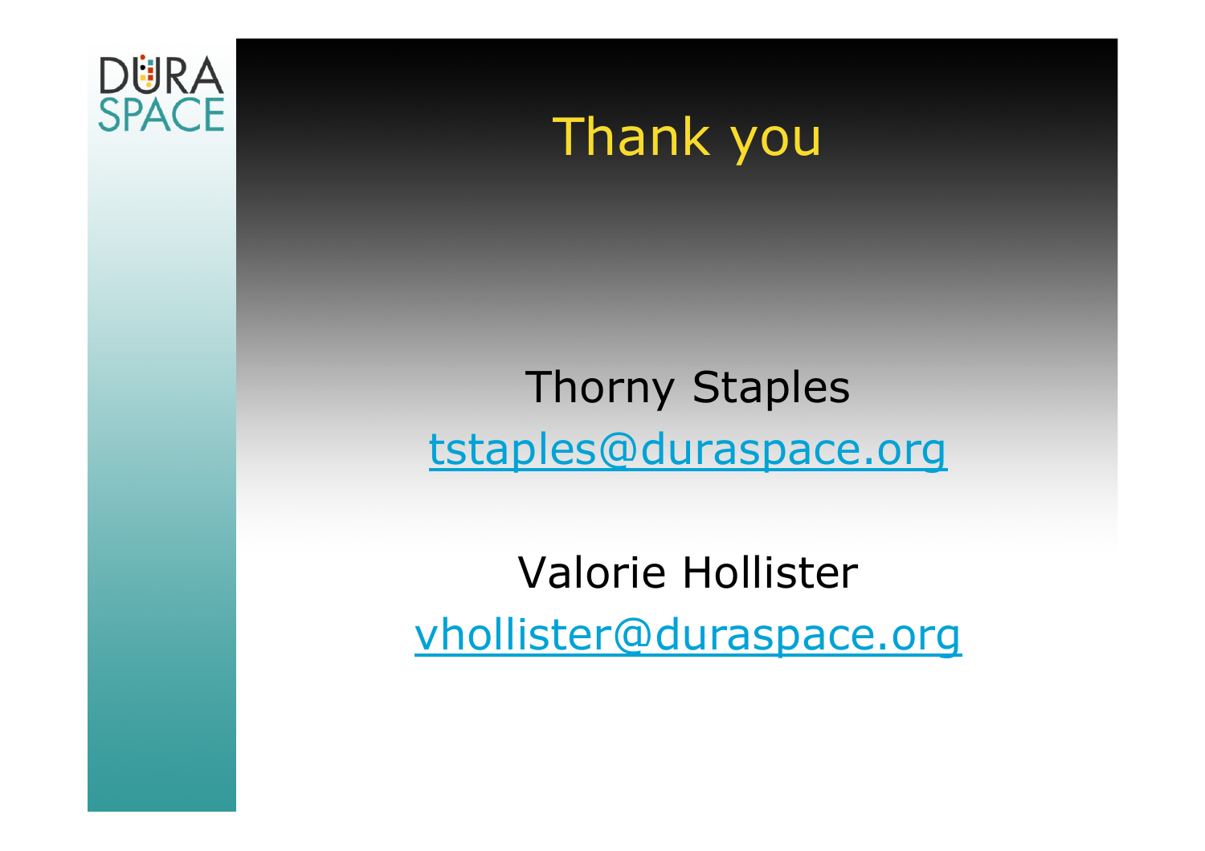# Thank you

Thorny Staples

tstaples@duraspace.org

Valorie Hollister

vhollister@duraspace.org